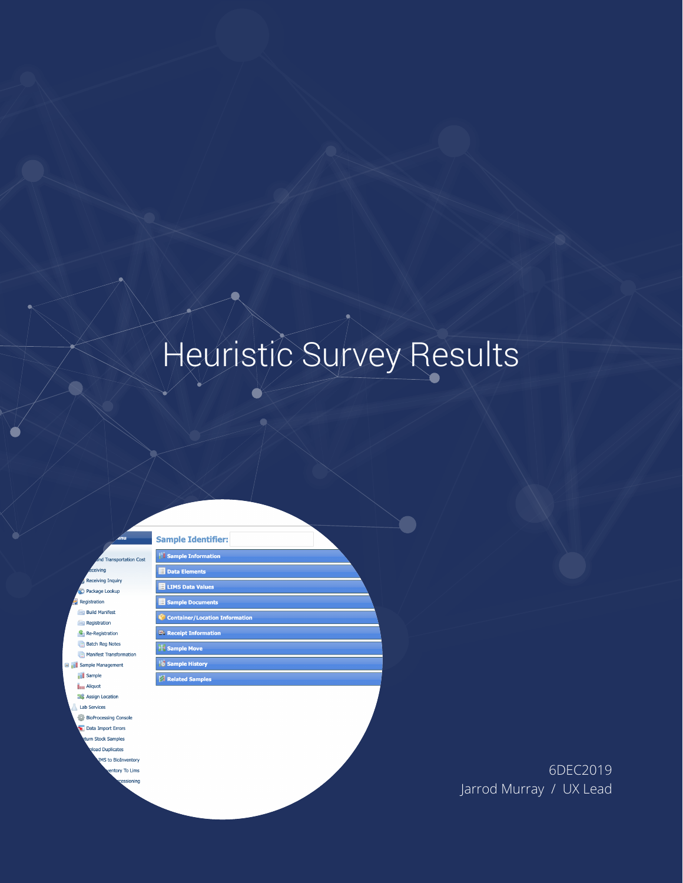# Heuristic Survey Results

6DEC2019

Jarrod Murray / UX Lead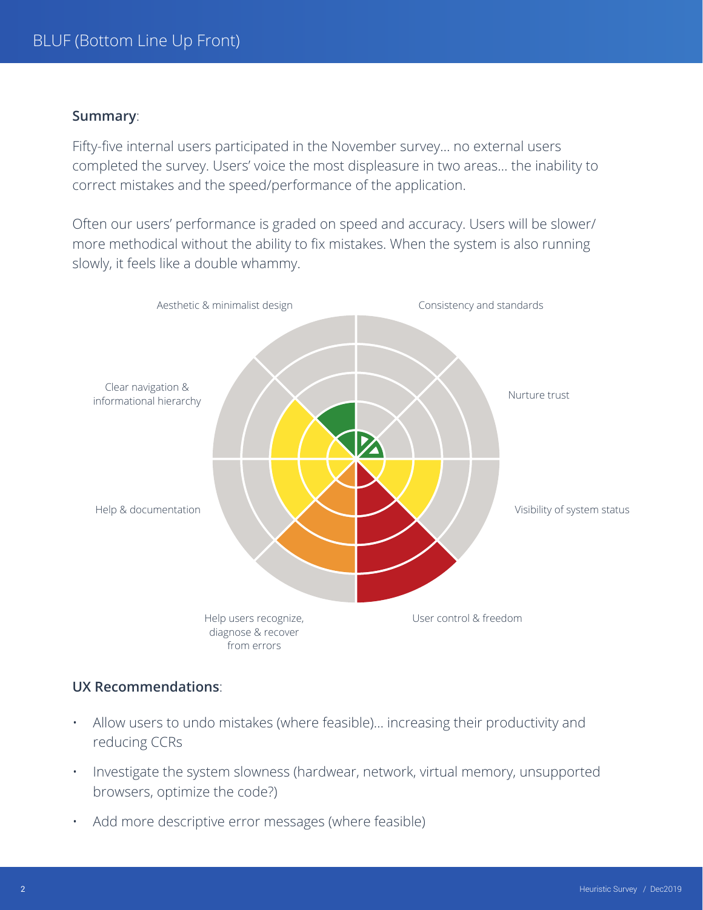# BLUF (Bottom Line Up Front)

**Summary**:

Fifty-five internal users participated in the November survey… no external users completed the survey. Users' voice the most displeasure in two areas… the inability to correct mistakes and the speed/performance of the application.

Often our users' performance is graded on speed and accuracy. Users will be slower/ more methodical without the ability to fix mistakes. When the system is also running slowly, it feels like a double whammy.

Aesthetic & minimalist design

Consistency and standards

Clear navigation & informational hierarchy

Nurture trust

Help & documentation

Visibility of system status

Help users recognize, diagnose & recover from errors

User control & freedom

**UX Recommendations**:

- Allow users to undo mistakes (where feasible)… increasing their productivity and reducing CCRs
- Investigate the system slowness (hardwear, network, virtual memory, unsupported browsers, optimize the code?)
- Add more descriptive error messages (where feasible)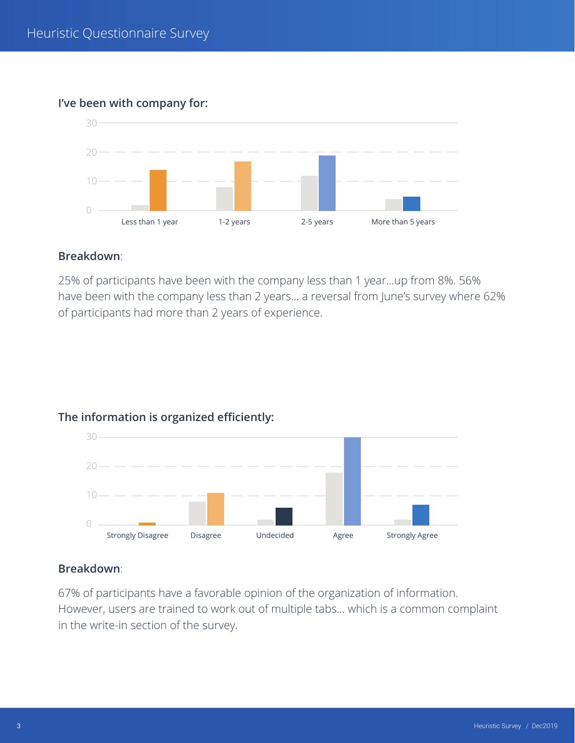### I've been with company for:

### Breakdown:

25% of participants have been with the company less than 1 year…up from 8%. 56% have been with the company less than 2 years… a reversal from June's survey where 62% of participants had more than 2 years of experience.

### The information is organized efficiently:

### Breakdown:

67% of participants have a favorable opinion of the organization of information. However, users are trained to work out of multiple tabs… which is a common complaint in the write-in section of the survey.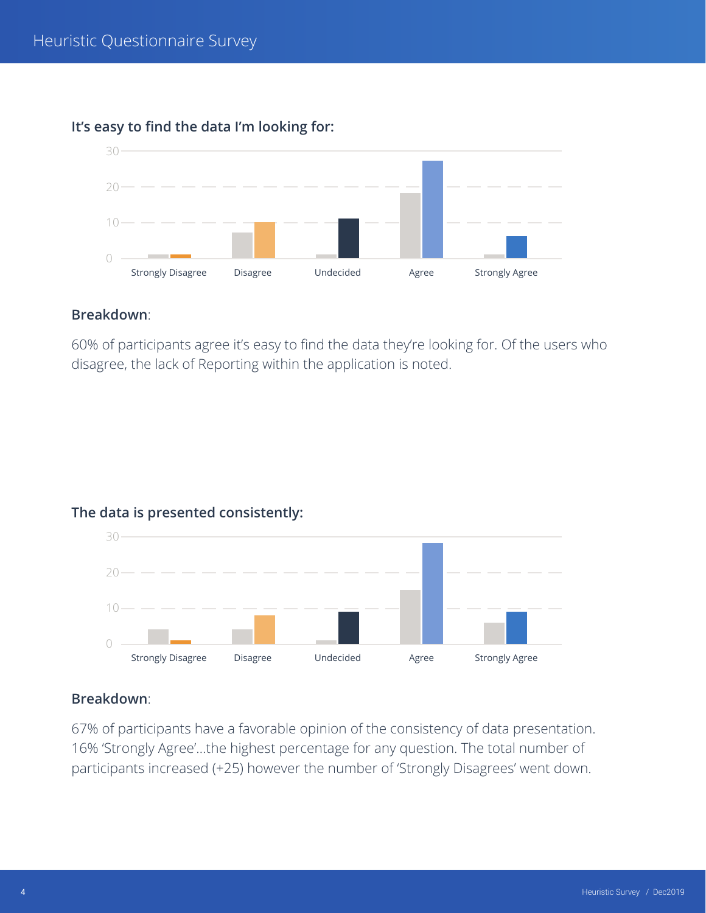### It's easy to find the data I'm looking for:

**Breakdown**:

60% of participants agree it's easy to find the data they're looking for. Of the users who disagree, the lack of Reporting within the application is noted.

### The data is presented consistently:

**Breakdown**:

67% of participants have a favorable opinion of the consistency of data presentation. 16% 'Strongly Agree'...the highest percentage for any question. The total number of participants increased (+25) however the number of 'Strongly Disagrees' went down.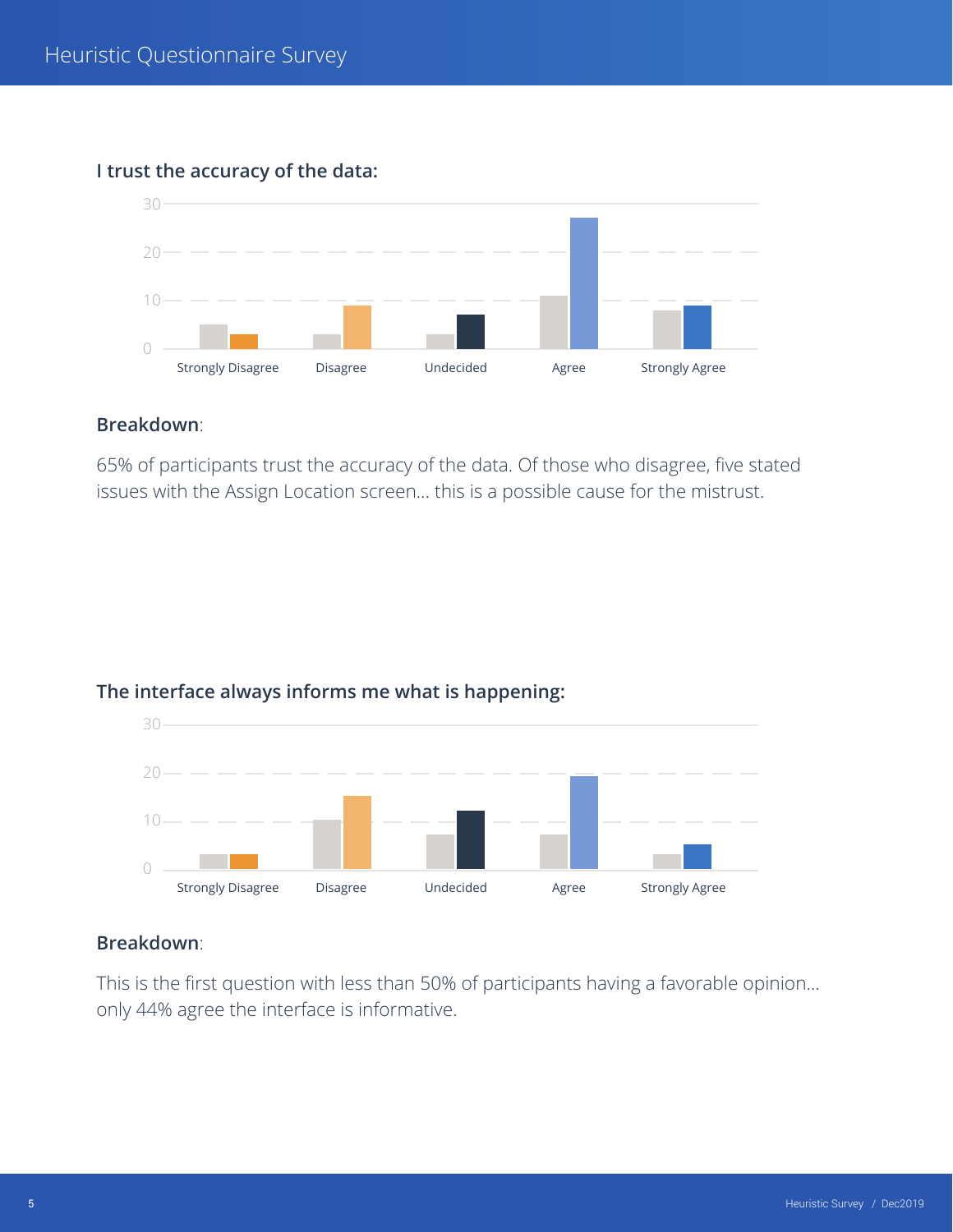### I trust the accuracy of the data:

**Breakdown**:

65% of participants trust the accuracy of the data. Of those who disagree, five stated issues with the Assign Location screen... this is a possible cause for the mistrust.

### The interface always informs me what is happening:

**Breakdown**:

This is the first question with less than 50% of participants having a favorable opinion... only 44% agree the interface is informative.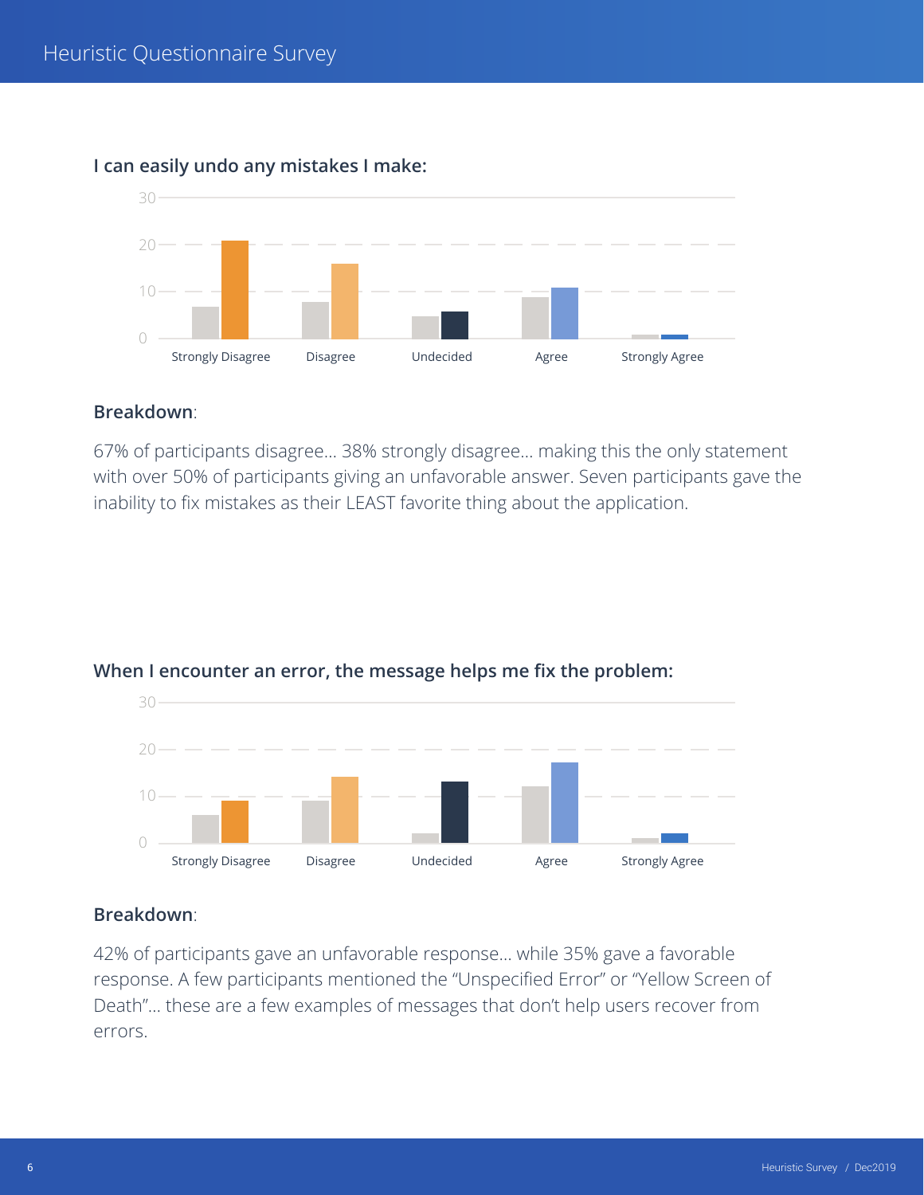### I can easily undo any mistakes I make:

**Breakdown**:

67% of participants disagree… 38% strongly disagree… making this the only statement with over 50% of participants giving an unfavorable answer. Seven participants gave the inability to fix mistakes as their LEAST favorite thing about the application.

### When I encounter an error, the message helps me fix the problem:

**Breakdown**:

42% of participants gave an unfavorable response… while 35% gave a favorable response. A few participants mentioned the “Unspecified Error” or “Yellow Screen of Death”… these are a few examples of messages that don’t help users recover from errors.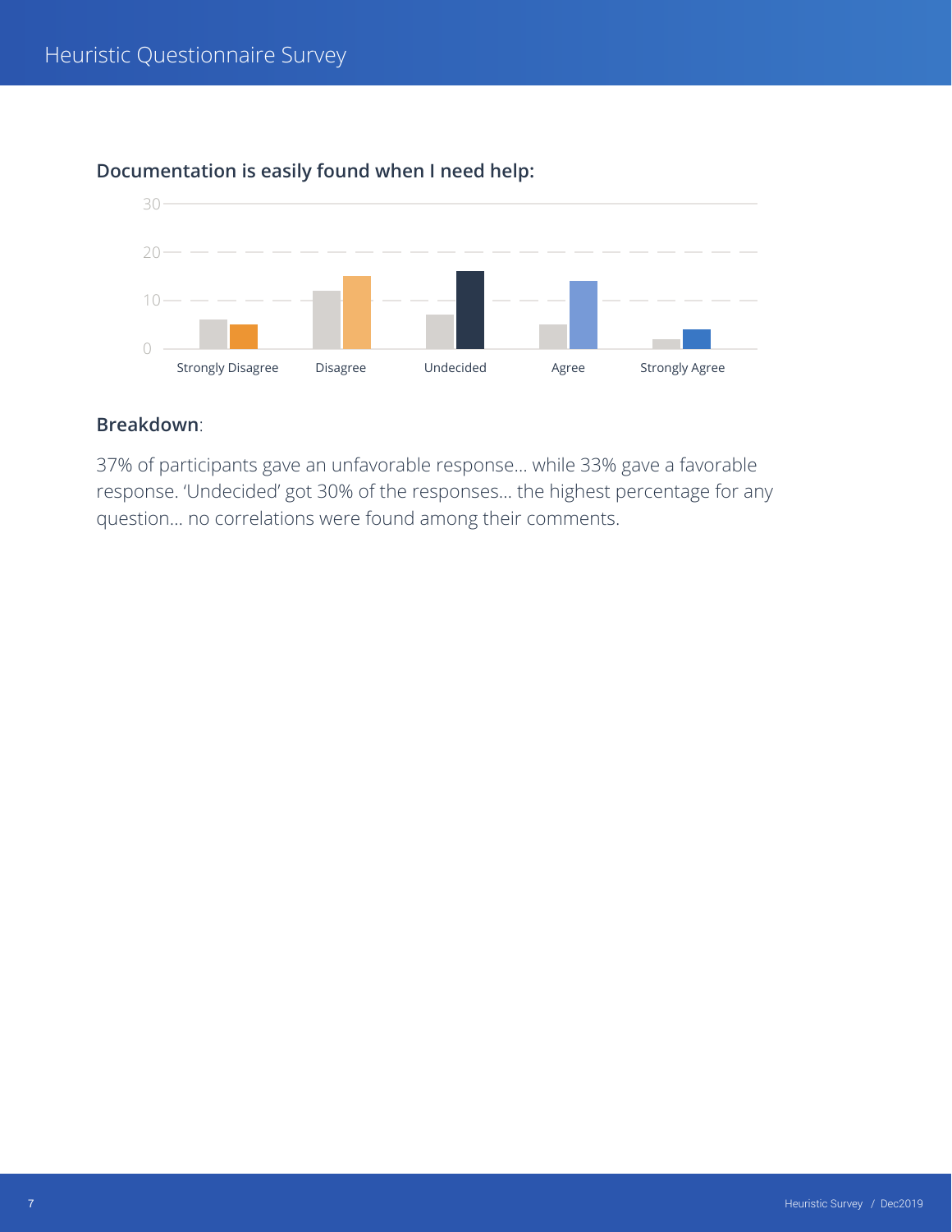### Documentation is easily found when I need help:

**Breakdown**:

37% of participants gave an unfavorable response… while 33% gave a favorable response. 'Undecided' got 30% of the responses… the highest percentage for any question… no correlations were found among their comments.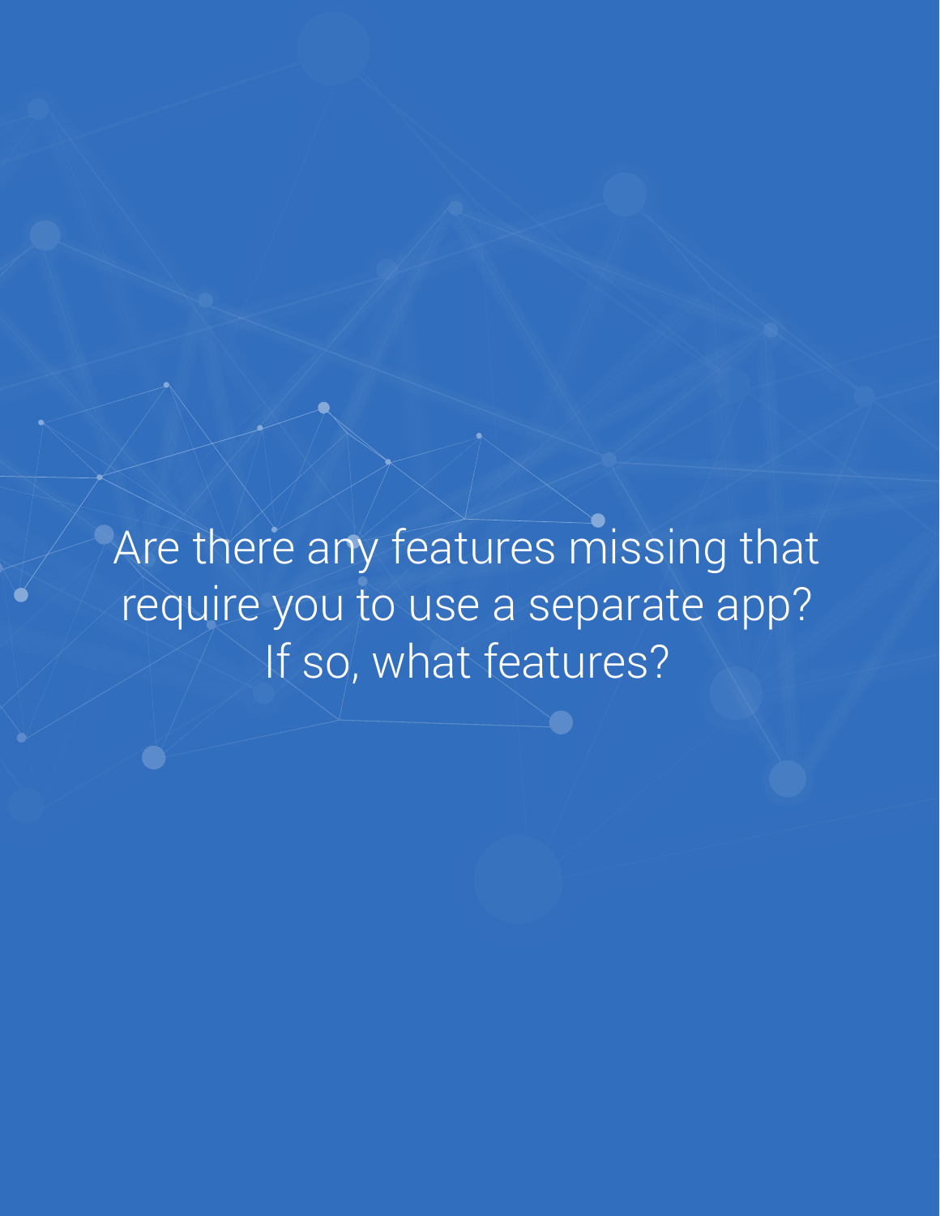# Are there any features missing that require you to use a separate app? If so, what features?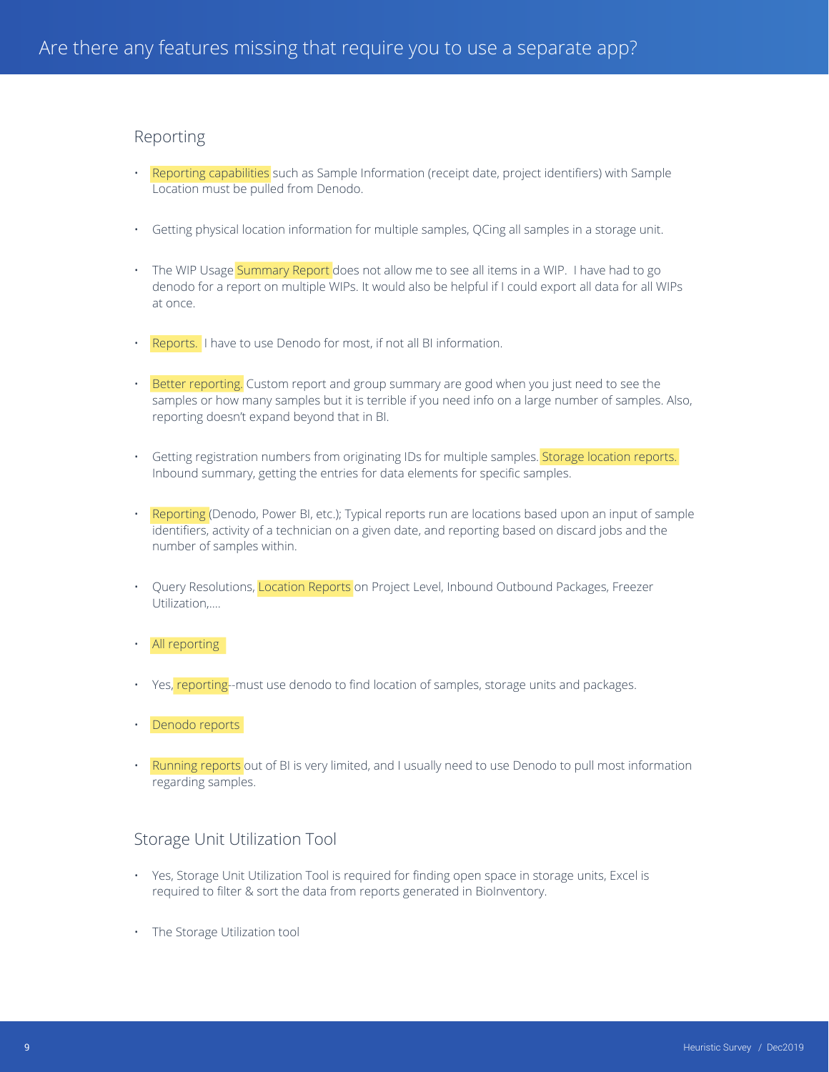# Are there any features missing that require you to use a separate app?

## Reporting

- Reporting capabilities such as Sample Information (receipt date, project identifiers) with Sample Location must be pulled from Denodo.
- Getting physical location information for multiple samples, QCing all samples in a storage unit.
- The WIP Usage Summary Report does not allow me to see all items in a WIP. I have had to go denodo for a report on multiple WIPs. It would also be helpful if I could export all data for all WIPs at once.
- Reports. I have to use Denodo for most, if not all BI information.
- Better reporting. Custom report and group summary are good when you just need to see the samples or how many samples but it is terrible if you need info on a large number of samples. Also, reporting doesn't expand beyond that in BI.
- Getting registration numbers from originating IDs for multiple samples. Storage location reports. Inbound summary, getting the entries for data elements for specific samples.
- Reporting (Denodo, Power BI, etc.); Typical reports run are locations based upon an input of sample identifiers, activity of a technician on a given date, and reporting based on discard jobs and the number of samples within.
- Query Resolutions, Location Reports on Project Level, Inbound Outbound Packages, Freezer Utilization,....
- All reporting
- Yes, reporting--must use denodo to find location of samples, storage units and packages.
- Denodo reports
- Running reports out of BI is very limited, and I usually need to use Denodo to pull most information regarding samples.

## Storage Unit Utilization Tool

- Yes, Storage Unit Utilization Tool is required for finding open space in storage units, Excel is required to filter & sort the data from reports generated in BioInventory.
- The Storage Utilization tool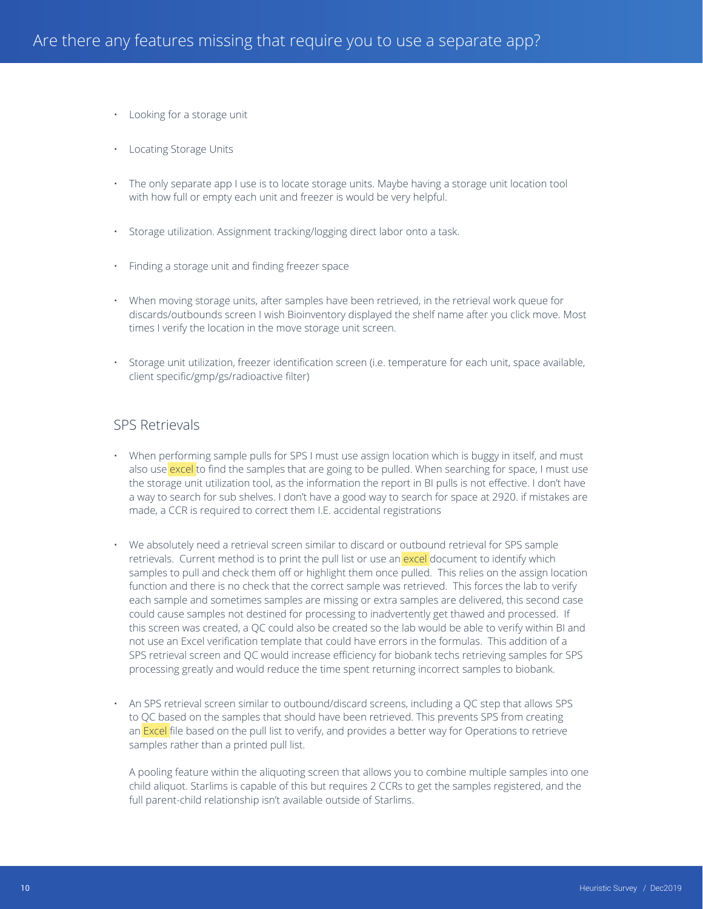# Are there any features missing that require you to use a separate app?

- Looking for a storage unit
- Locating Storage Units
- The only separate app I use is to locate storage units. Maybe having a storage unit location tool with how full or empty each unit and freezer is would be very helpful.
- Storage utilization. Assignment tracking/logging direct labor onto a task.
- Finding a storage unit and finding freezer space
- When moving storage units, after samples have been retrieved, in the retrieval work queue for discards/outbounds screen I wish Bioinventory displayed the shelf name after you click move. Most times I verify the location in the move storage unit screen.
- Storage unit utilization, freezer identification screen (i.e. temperature for each unit, space available, client specific/gmp/gs/radioactive filter)

## SPS Retrievals

- When performing sample pulls for SPS I must use assign location which is buggy in itself, and must also use excel to find the samples that are going to be pulled. When searching for space, I must use the storage unit utilization tool, as the information the report in BI pulls is not effective. I don't have a way to search for sub shelves. I don't have a good way to search for space at 2920. if mistakes are made, a CCR is required to correct them I.E. accidental registrations
- We absolutely need a retrieval screen similar to discard or outbound retrieval for SPS sample retrievals. Current method is to print the pull list or use an excel document to identify which samples to pull and check them off or highlight them once pulled. This relies on the assign location function and there is no check that the correct sample was retrieved. This forces the lab to verify each sample and sometimes samples are missing or extra samples are delivered, this second case could cause samples not destined for processing to inadvertently get thawed and processed. If this screen was created, a QC could also be created so the lab would be able to verify within BI and not use an Excel verification template that could have errors in the formulas. This addition of a SPS retrieval screen and QC would increase efficiency for biobank techs retrieving samples for SPS processing greatly and would reduce the time spent returning incorrect samples to biobank.
- An SPS retrieval screen similar to outbound/discard screens, including a QC step that allows SPS to QC based on the samples that should have been retrieved. This prevents SPS from creating an Excel file based on the pull list to verify, and provides a better way for Operations to retrieve samples rather than a printed pull list.

  A pooling feature within the aliquoting screen that allows you to combine multiple samples into one child aliquot. Starlims is capable of this but requires 2 CCRs to get the samples registered, and the full parent-child relationship isn't available outside of Starlims.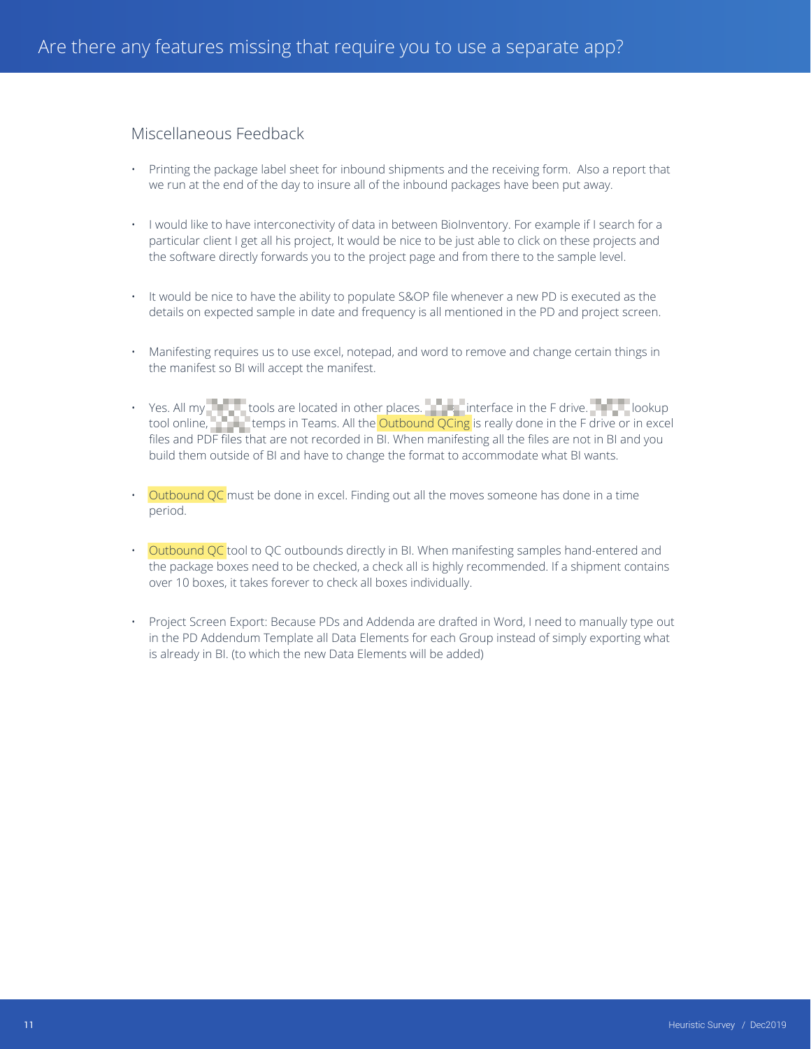# Are there any features missing that require you to use a separate app?

## Miscellaneous Feedback

- Printing the package label sheet for inbound shipments and the receiving form. Also a report that we run at the end of the day to insure all of the inbound packages have been put away.

- I would like to have interconectivity of data in between BioInventory. For example if I search for a particular client I get all his project, It would be nice to be just able to click on these projects and the software directly forwards you to the project page and from there to the sample level.

- It would be nice to have the ability to populate S&OP file whenever a new PD is executed as the details on expected sample in date and frequency is all mentioned in the PD and project screen.

- Manifesting requires us to use excel, notepad, and word to remove and change certain things in the manifest so BI will accept the manifest.

- Yes. All my tools are located in other places. interface in the F drive. lookup tool online, temps in Teams. All the Outbound QCing is really done in the F drive or in excel files and PDF files that are not recorded in BI. When manifesting all the files are not in BI and you build them outside of BI and have to change the format to accommodate what BI wants.

- Outbound QC must be done in excel. Finding out all the moves someone has done in a time period.

- Outbound QC tool to QC outbounds directly in BI. When manifesting samples hand-entered and the package boxes need to be checked, a check all is highly recommended. If a shipment contains over 10 boxes, it takes forever to check all boxes individually.

- Project Screen Export: Because PDs and Addenda are drafted in Word, I need to manually type out in the PD Addendum Template all Data Elements for each Group instead of simply exporting what is already in BI. (to which the new Data Elements will be added)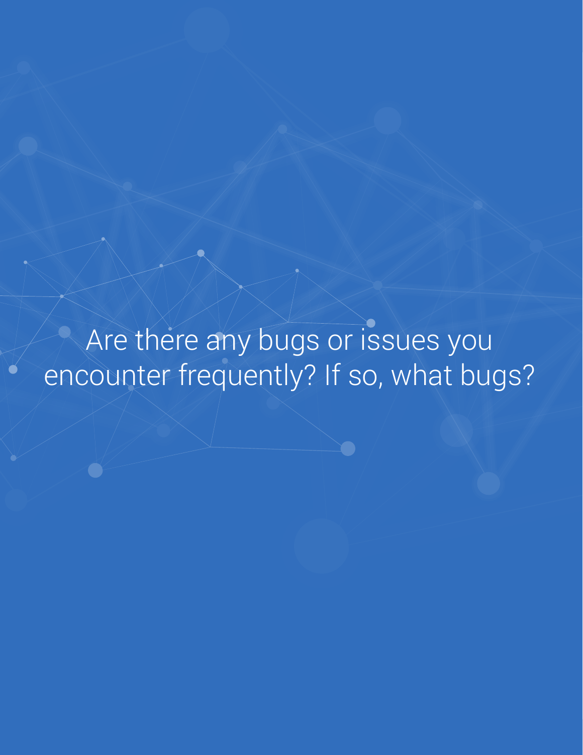# Are there any bugs or issues you encounter frequently? If so, what bugs?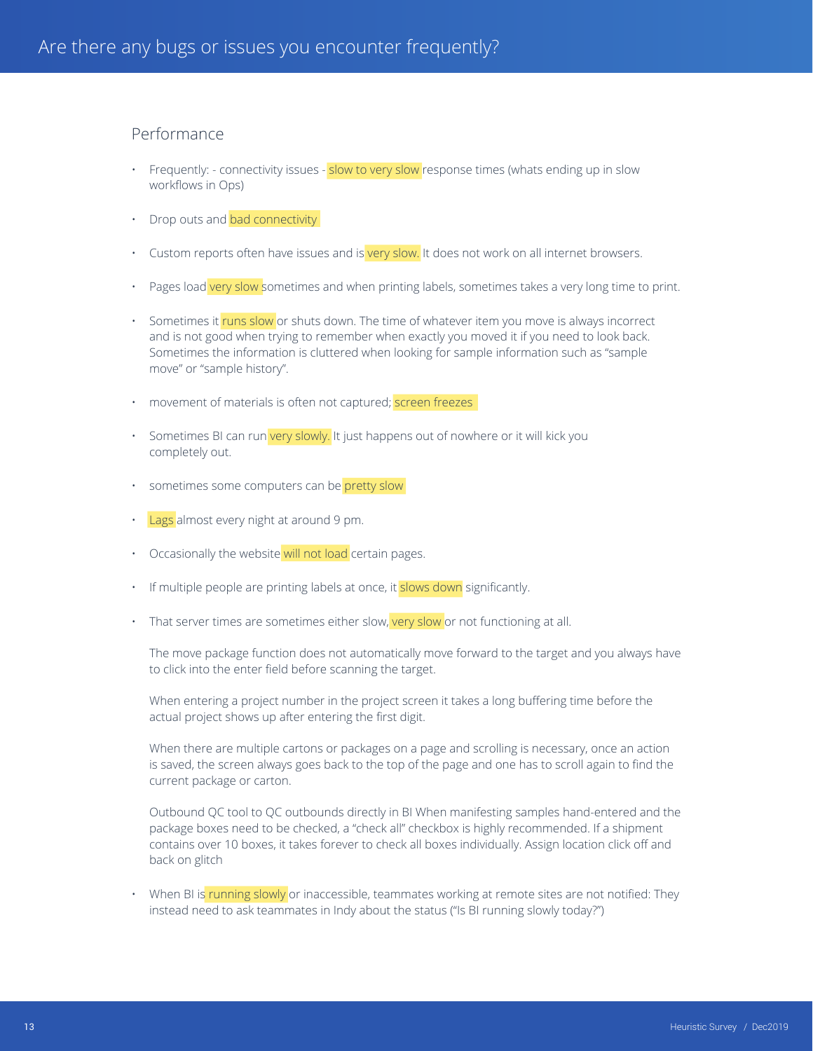# Are there any bugs or issues you encounter frequently?

## Performance

- Frequently: - connectivity issues - slow to very slow response times (whats ending up in slow workflows in Ops)
- Drop outs and bad connectivity
- Custom reports often have issues and is very slow. It does not work on all internet browsers.
- Pages load very slow sometimes and when printing labels, sometimes takes a very long time to print.
- Sometimes it runs slow or shuts down. The time of whatever item you move is always incorrect and is not good when trying to remember when exactly you moved it if you need to look back. Sometimes the information is cluttered when looking for sample information such as "sample move" or "sample history".
- movement of materials is often not captured; screen freezes
- Sometimes BI can run very slowly. It just happens out of nowhere or it will kick you completely out.
- sometimes some computers can be pretty slow
- Lags almost every night at around 9 pm.
- Occasionally the website will not load certain pages.
- If multiple people are printing labels at once, it slows down significantly.
- That server times are sometimes either slow, very slow or not functioning at all.

  The move package function does not automatically move forward to the target and you always have to click into the enter field before scanning the target.

  When entering a project number in the project screen it takes a long buffering time before the actual project shows up after entering the first digit.

  When there are multiple cartons or packages on a page and scrolling is necessary, once an action is saved, the screen always goes back to the top of the page and one has to scroll again to find the current package or carton.

  Outbound QC tool to QC outbounds directly in BI When manifesting samples hand-entered and the package boxes need to be checked, a "check all" checkbox is highly recommended. If a shipment contains over 10 boxes, it takes forever to check all boxes individually. Assign location click off and back on glitch
- When BI is running slowly or inaccessible, teammates working at remote sites are not notified: They instead need to ask teammates in Indy about the status ("Is BI running slowly today?")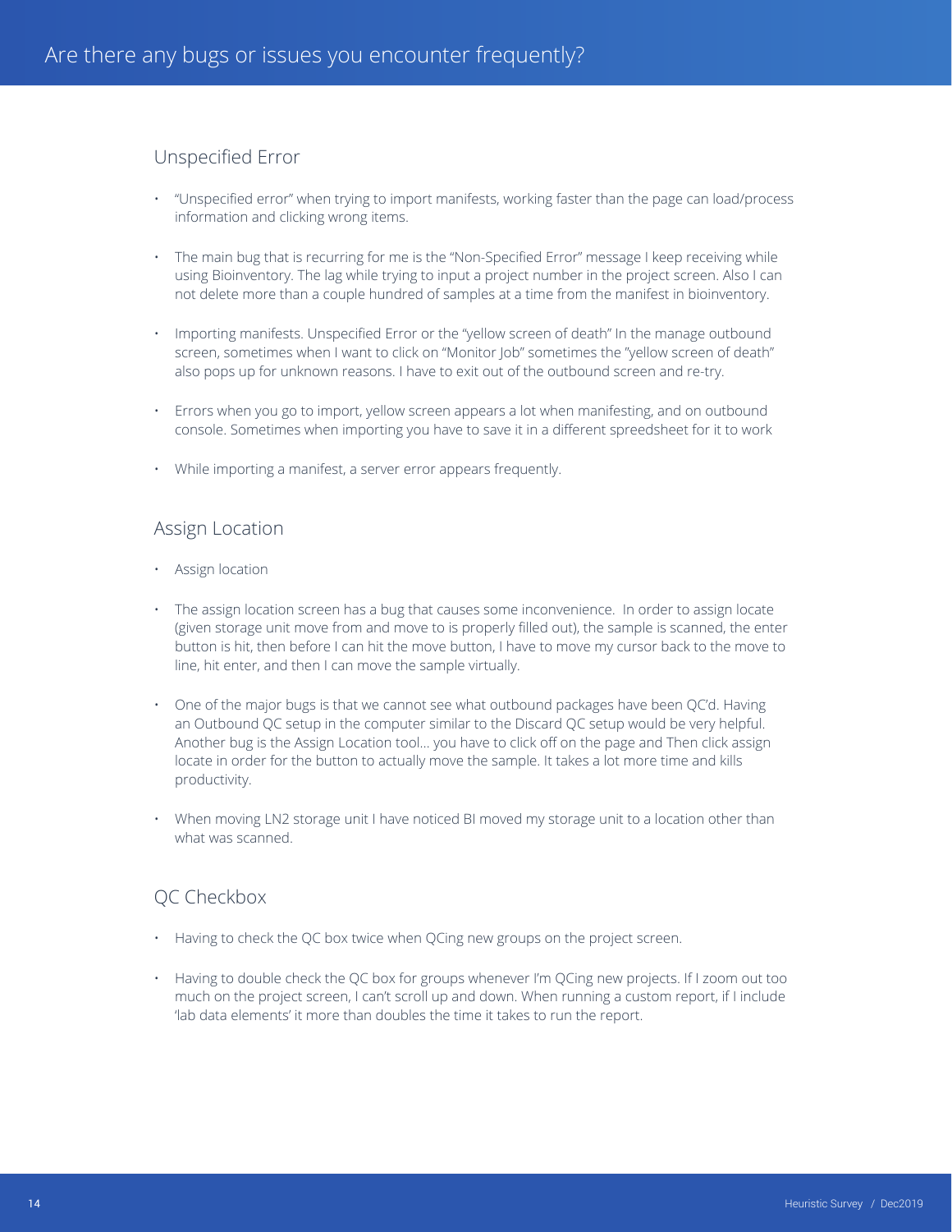# Are there any bugs or issues you encounter frequently?

## Unspecified Error

- "Unspecified error" when trying to import manifests, working faster than the page can load/process information and clicking wrong items.
- The main bug that is recurring for me is the "Non-Specified Error" message I keep receiving while using Bioinventory. The lag while trying to input a project number in the project screen. Also I can not delete more than a couple hundred of samples at a time from the manifest in bioinventory.
- Importing manifests. Unspecified Error or the "yellow screen of death" In the manage outbound screen, sometimes when I want to click on "Monitor Job" sometimes the "yellow screen of death" also pops up for unknown reasons. I have to exit out of the outbound screen and re-try.
- Errors when you go to import, yellow screen appears a lot when manifesting, and on outbound console. Sometimes when importing you have to save it in a different spreedsheet for it to work
- While importing a manifest, a server error appears frequently.

## Assign Location

- Assign location
- The assign location screen has a bug that causes some inconvenience. In order to assign locate (given storage unit move from and move to is properly filled out), the sample is scanned, the enter button is hit, then before I can hit the move button, I have to move my cursor back to the move to line, hit enter, and then I can move the sample virtually.
- One of the major bugs is that we cannot see what outbound packages have been QC'd. Having an Outbound QC setup in the computer similar to the Discard QC setup would be very helpful. Another bug is the Assign Location tool... you have to click off on the page and Then click assign locate in order for the button to actually move the sample. It takes a lot more time and kills productivity.
- When moving LN2 storage unit I have noticed BI moved my storage unit to a location other than what was scanned.

## QC Checkbox

- Having to check the QC box twice when QCing new groups on the project screen.
- Having to double check the QC box for groups whenever I'm QCing new projects. If I zoom out too much on the project screen, I can't scroll up and down. When running a custom report, if I include 'lab data elements' it more than doubles the time it takes to run the report.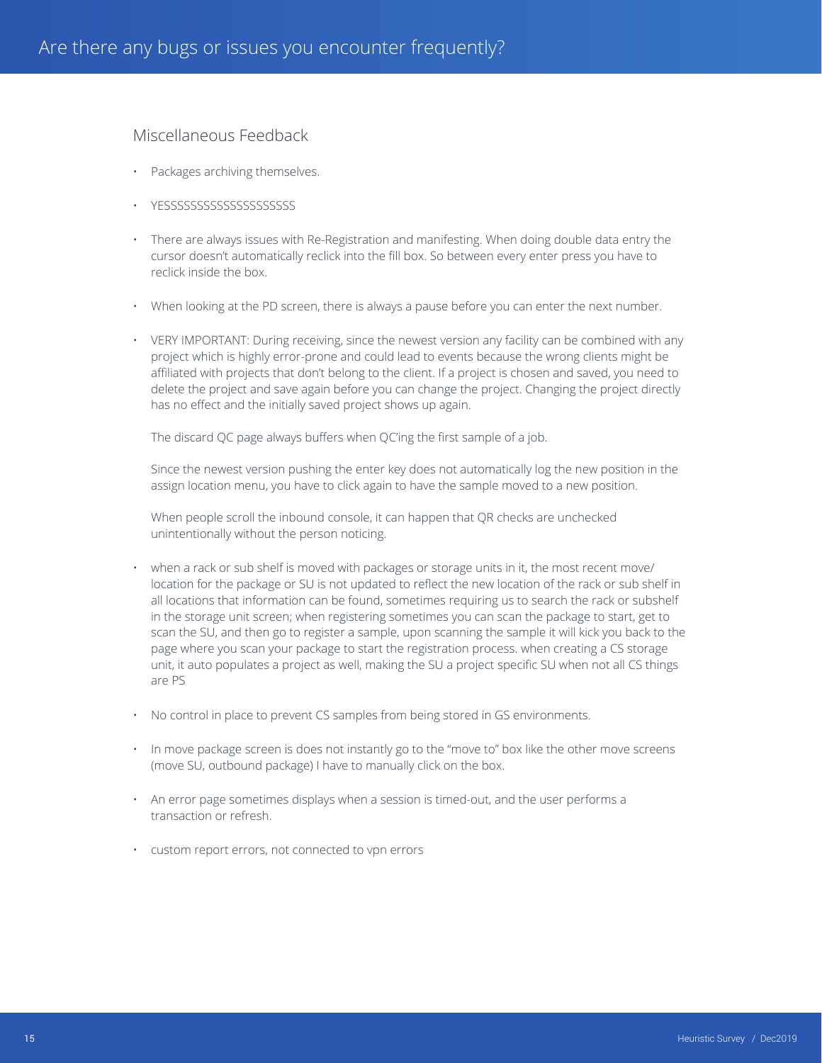# Are there any bugs or issues you encounter frequently?

## Miscellaneous Feedback

- Packages archiving themselves.
- YESSSSSSSSSSSSSSSSSSSS
- There are always issues with Re-Registration and manifesting. When doing double data entry the cursor doesn't automatically reclick into the fill box. So between every enter press you have to reclick inside the box.
- When looking at the PD screen, there is always a pause before you can enter the next number.
- VERY IMPORTANT: During receiving, since the newest version any facility can be combined with any project which is highly error-prone and could lead to events because the wrong clients might be affiliated with projects that don't belong to the client. If a project is chosen and saved, you need to delete the project and save again before you can change the project. Changing the project directly has no effect and the initially saved project shows up again.

  The discard QC page always buffers when QC'ing the first sample of a job.

  Since the newest version pushing the enter key does not automatically log the new position in the assign location menu, you have to click again to have the sample moved to a new position.

  When people scroll the inbound console, it can happen that QR checks are unchecked unintentionally without the person noticing.
- when a rack or sub shelf is moved with packages or storage units in it, the most recent move/location for the package or SU is not updated to reflect the new location of the rack or sub shelf in all locations that information can be found, sometimes requiring us to search the rack or subshelf in the storage unit screen; when registering sometimes you can scan the package to start, get to scan the SU, and then go to register a sample, upon scanning the sample it will kick you back to the page where you scan your package to start the registration process. when creating a CS storage unit, it auto populates a project as well, making the SU a project specific SU when not all CS things are PS
- No control in place to prevent CS samples from being stored in GS environments.
- In move package screen is does not instantly go to the "move to" box like the other move screens (move SU, outbound package) I have to manually click on the box.
- An error page sometimes displays when a session is timed-out, and the user performs a transaction or refresh.
- custom report errors, not connected to vpn errors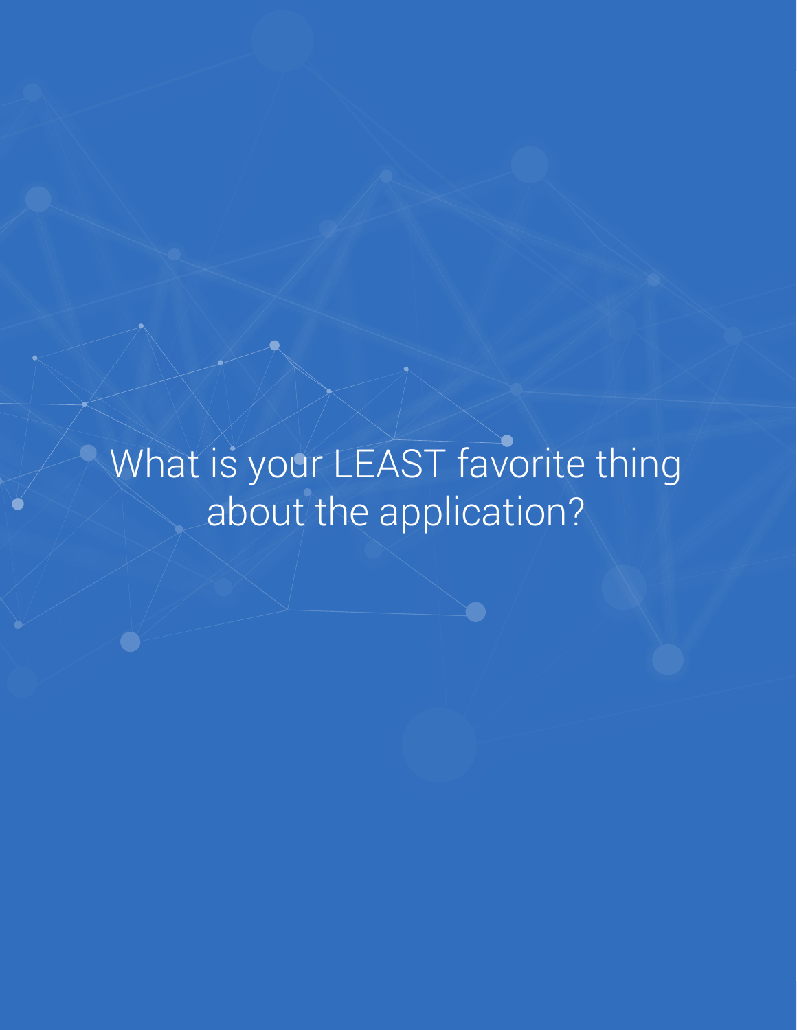# What is your LEAST favorite thing about the application?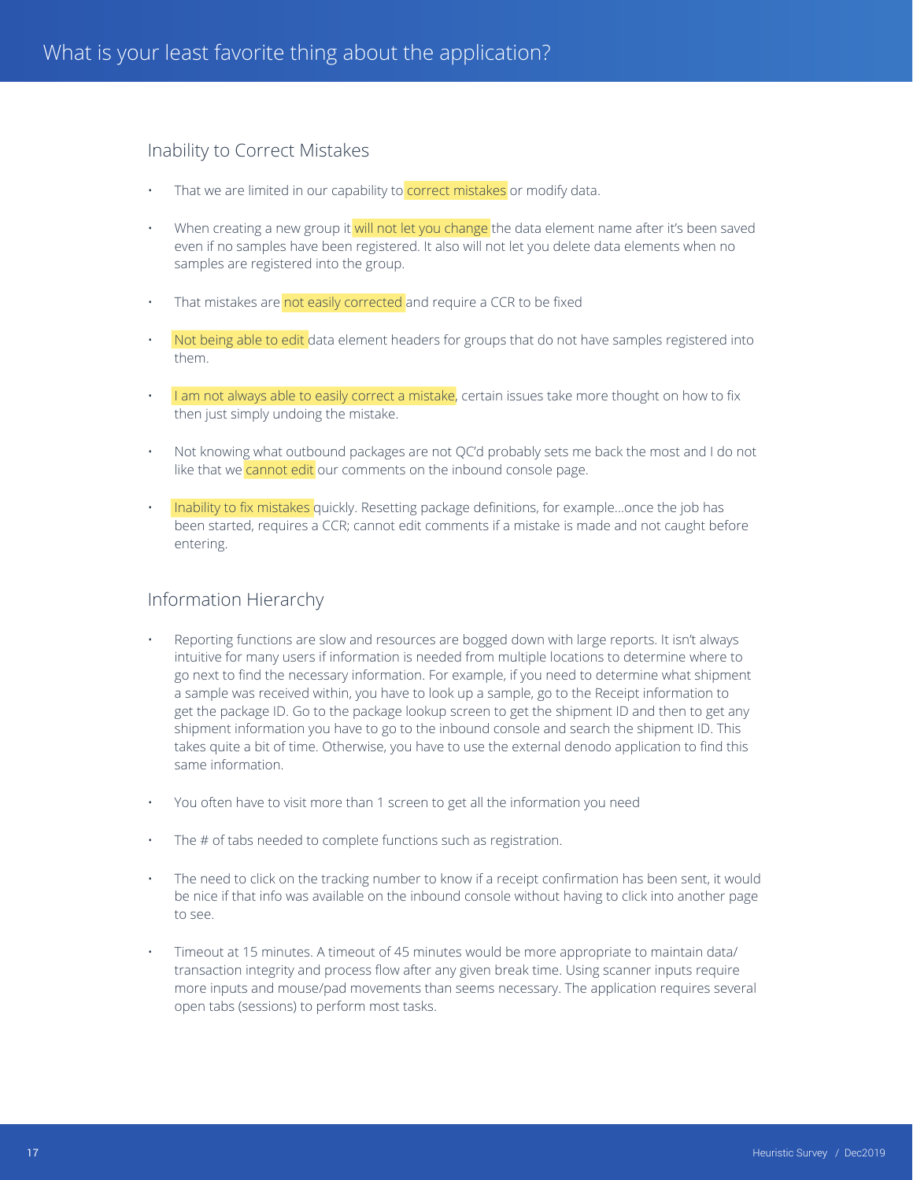# What is your least favorite thing about the application?

## Inability to Correct Mistakes

- That we are limited in our capability to correct mistakes or modify data.
- When creating a new group it will not let you change the data element name after it's been saved even if no samples have been registered. It also will not let you delete data elements when no samples are registered into the group.
- That mistakes are not easily corrected and require a CCR to be fixed
- Not being able to edit data element headers for groups that do not have samples registered into them.
- I am not always able to easily correct a mistake, certain issues take more thought on how to fix then just simply undoing the mistake.
- Not knowing what outbound packages are not QC'd probably sets me back the most and I do not like that we cannot edit our comments on the inbound console page.
- Inability to fix mistakes quickly. Resetting package definitions, for example…once the job has been started, requires a CCR; cannot edit comments if a mistake is made and not caught before entering.

## Information Hierarchy

- Reporting functions are slow and resources are bogged down with large reports. It isn't always intuitive for many users if information is needed from multiple locations to determine where to go next to find the necessary information. For example, if you need to determine what shipment a sample was received within, you have to look up a sample, go to the Receipt information to get the package ID. Go to the package lookup screen to get the shipment ID and then to get any shipment information you have to go to the inbound console and search the shipment ID. This takes quite a bit of time. Otherwise, you have to use the external denodo application to find this same information.
- You often have to visit more than 1 screen to get all the information you need
- The # of tabs needed to complete functions such as registration.
- The need to click on the tracking number to know if a receipt confirmation has been sent, it would be nice if that info was available on the inbound console without having to click into another page to see.
- Timeout at 15 minutes. A timeout of 45 minutes would be more appropriate to maintain data/transaction integrity and process flow after any given break time. Using scanner inputs require more inputs and mouse/pad movements than seems necessary. The application requires several open tabs (sessions) to perform most tasks.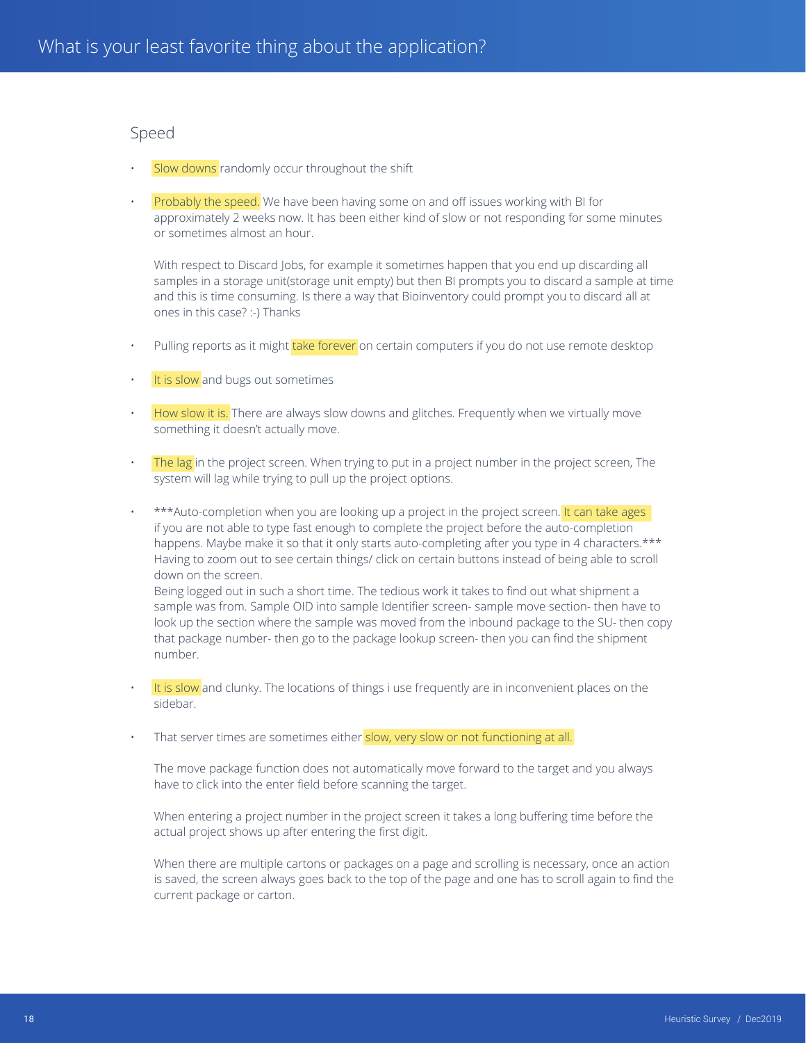# What is your least favorite thing about the application?

## Speed

- Slow downs randomly occur throughout the shift

- Probably the speed. We have been having some on and off issues working with BI for approximately 2 weeks now. It has been either kind of slow or not responding for some minutes or sometimes almost an hour.

  With respect to Discard Jobs, for example it sometimes happen that you end up discarding all samples in a storage unit(storage unit empty) but then BI prompts you to discard a sample at time and this is time consuming. Is there a way that Bioinventory could prompt you to discard all at ones in this case? :-) Thanks

- Pulling reports as it might take forever on certain computers if you do not use remote desktop

- It is slow and bugs out sometimes

- How slow it is. There are always slow downs and glitches. Frequently when we virtually move something it doesn't actually move.

- The lag in the project screen. When trying to put in a project number in the project screen, The system will lag while trying to pull up the project options.

- ***Auto-completion when you are looking up a project in the project screen. It can take ages if you are not able to type fast enough to complete the project before the auto-completion happens. Maybe make it so that it only starts auto-completing after you type in 4 characters.*** Having to zoom out to see certain things/ click on certain buttons instead of being able to scroll down on the screen.
  Being logged out in such a short time. The tedious work it takes to find out what shipment a sample was from. Sample OID into sample Identifier screen- sample move section- then have to look up the section where the sample was moved from the inbound package to the SU- then copy that package number- then go to the package lookup screen- then you can find the shipment number.

- It is slow and clunky. The locations of things i use frequently are in inconvenient places on the sidebar.

- That server times are sometimes either slow, very slow or not functioning at all.

  The move package function does not automatically move forward to the target and you always have to click into the enter field before scanning the target.

  When entering a project number in the project screen it takes a long buffering time before the actual project shows up after entering the first digit.

  When there are multiple cartons or packages on a page and scrolling is necessary, once an action is saved, the screen always goes back to the top of the page and one has to scroll again to find the current package or carton.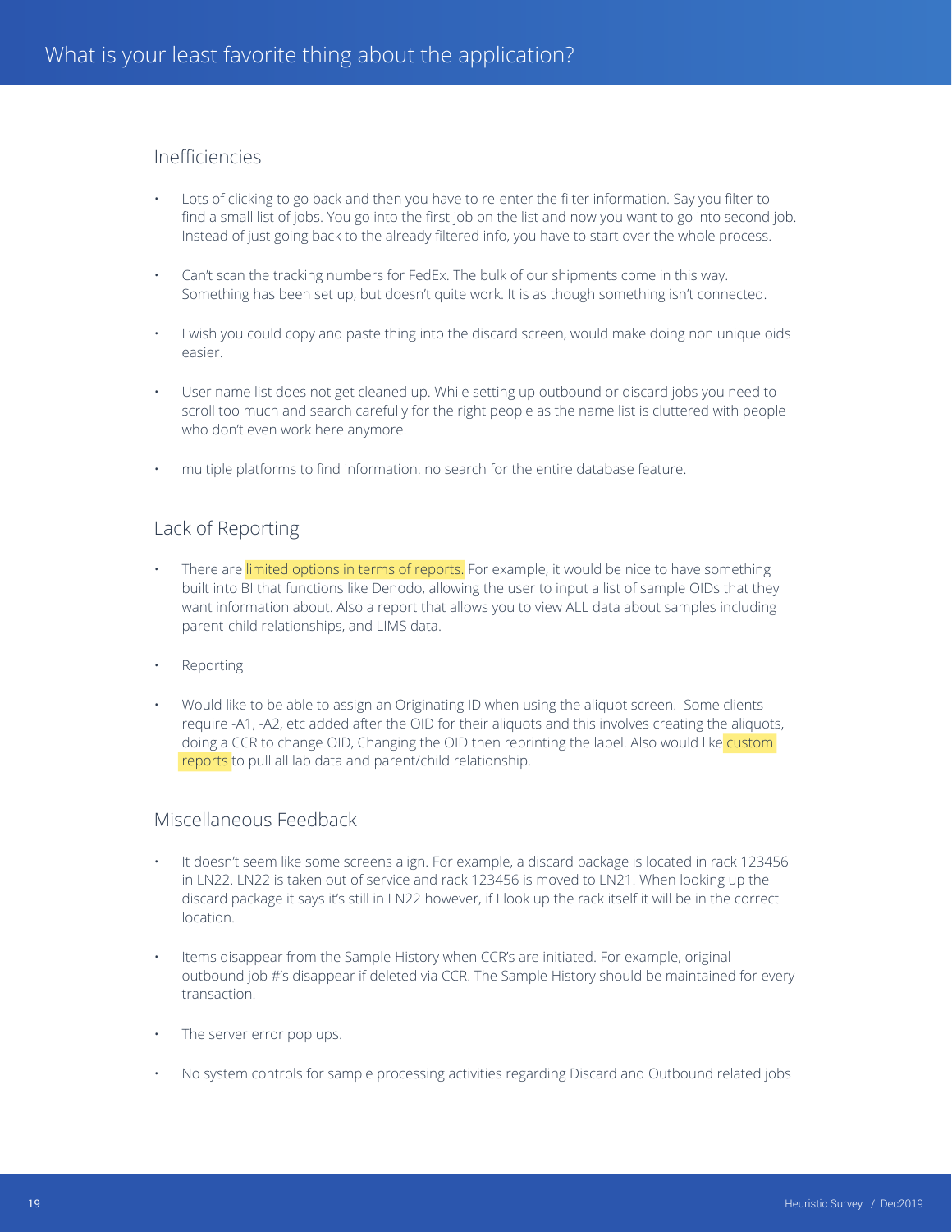# What is your least favorite thing about the application?

## Inefficiencies

- Lots of clicking to go back and then you have to re-enter the filter information. Say you filter to find a small list of jobs. You go into the first job on the list and now you want to go into second job. Instead of just going back to the already filtered info, you have to start over the whole process.
- Can't scan the tracking numbers for FedEx. The bulk of our shipments come in this way. Something has been set up, but doesn't quite work. It is as though something isn't connected.
- I wish you could copy and paste thing into the discard screen, would make doing non unique oids easier.
- User name list does not get cleaned up. While setting up outbound or discard jobs you need to scroll too much and search carefully for the right people as the name list is cluttered with people who don't even work here anymore.
- multiple platforms to find information. no search for the entire database feature.

## Lack of Reporting

- There are limited options in terms of reports. For example, it would be nice to have something built into BI that functions like Denodo, allowing the user to input a list of sample OIDs that they want information about. Also a report that allows you to view ALL data about samples including parent-child relationships, and LIMS data.
- Reporting
- Would like to be able to assign an Originating ID when using the aliquot screen. Some clients require -A1, -A2, etc added after the OID for their aliquots and this involves creating the aliquots, doing a CCR to change OID, Changing the OID then reprinting the label. Also would like custom reports to pull all lab data and parent/child relationship.

## Miscellaneous Feedback

- It doesn't seem like some screens align. For example, a discard package is located in rack 123456 in LN22. LN22 is taken out of service and rack 123456 is moved to LN21. When looking up the discard package it says it's still in LN22 however, if I look up the rack itself it will be in the correct location.
- Items disappear from the Sample History when CCR's are initiated. For example, original outbound job #'s disappear if deleted via CCR. The Sample History should be maintained for every transaction.
- The server error pop ups.
- No system controls for sample processing activities regarding Discard and Outbound related jobs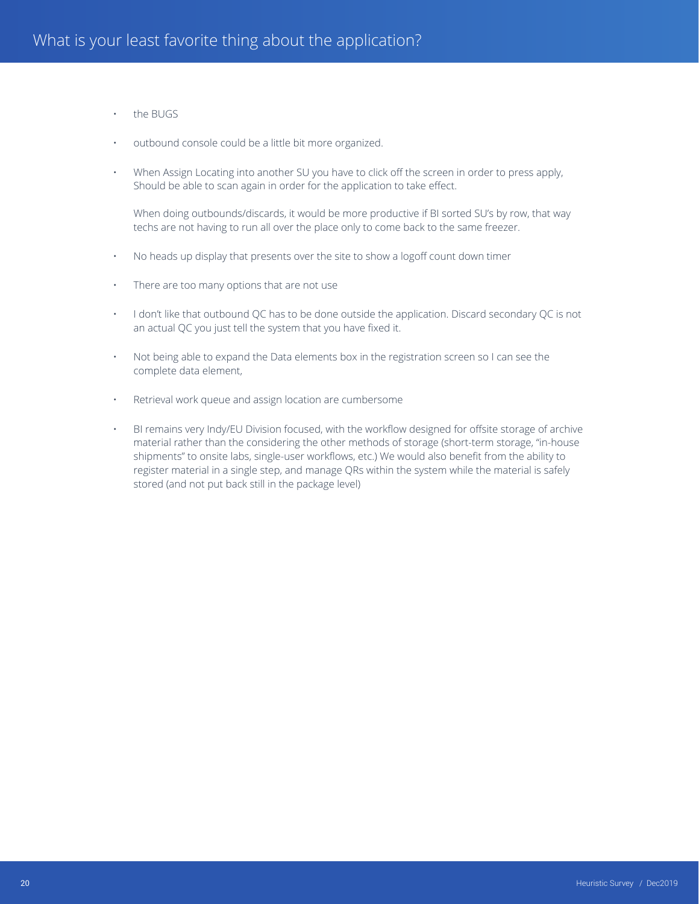# What is your least favorite thing about the application?

- the BUGS
- outbound console could be a little bit more organized.
- When Assign Locating into another SU you have to click off the screen in order to press apply, Should be able to scan again in order for the application to take effect.

  When doing outbounds/discards, it would be more productive if BI sorted SU's by row, that way techs are not having to run all over the place only to come back to the same freezer.
- No heads up display that presents over the site to show a logoff count down timer
- There are too many options that are not use
- I don't like that outbound QC has to be done outside the application. Discard secondary QC is not an actual QC you just tell the system that you have fixed it.
- Not being able to expand the Data elements box in the registration screen so I can see the complete data element,
- Retrieval work queue and assign location are cumbersome
- BI remains very Indy/EU Division focused, with the workflow designed for offsite storage of archive material rather than the considering the other methods of storage (short-term storage, "in-house shipments" to onsite labs, single-user workflows, etc.) We would also benefit from the ability to register material in a single step, and manage QRs within the system while the material is safely stored (and not put back still in the package level)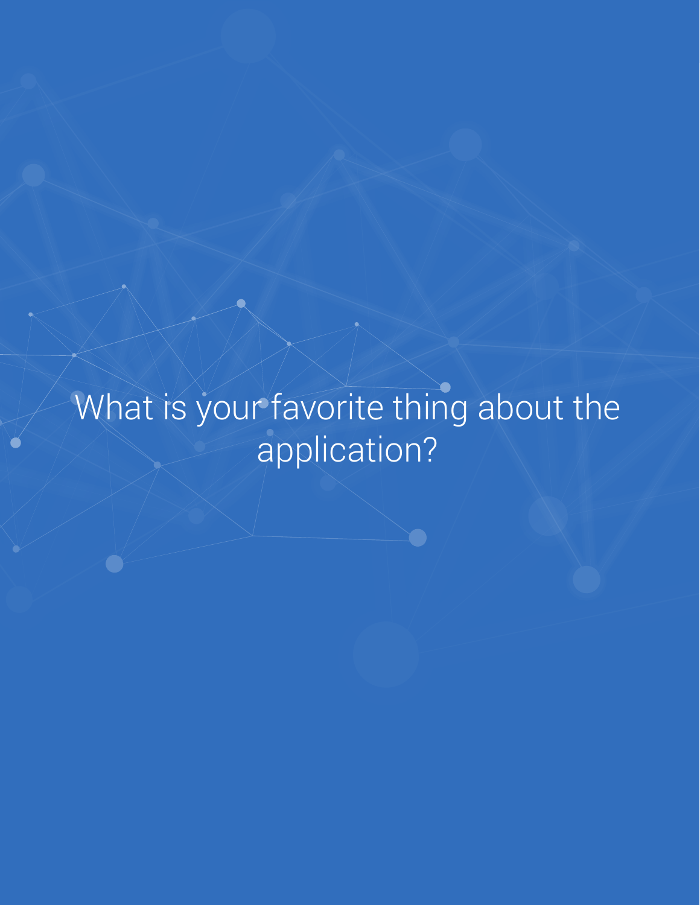# What is your favorite thing about the application?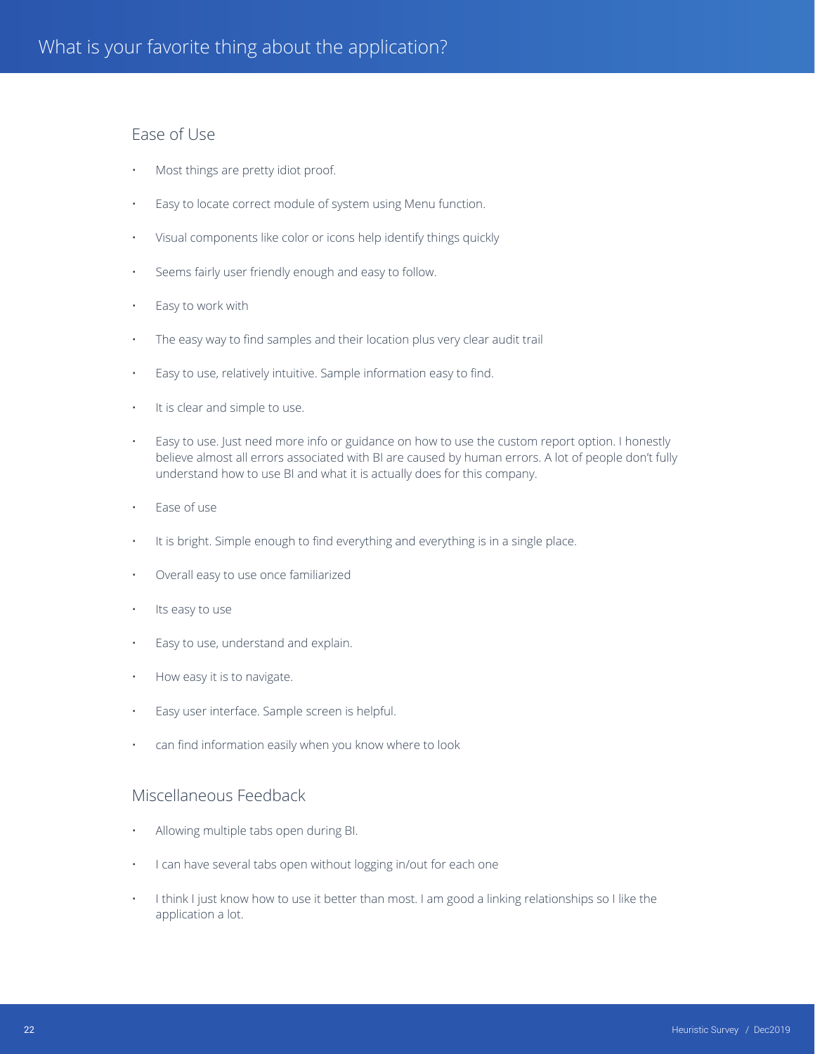# What is your favorite thing about the application?

## Ease of Use

- Most things are pretty idiot proof.
- Easy to locate correct module of system using Menu function.
- Visual components like color or icons help identify things quickly
- Seems fairly user friendly enough and easy to follow.
- Easy to work with
- The easy way to find samples and their location plus very clear audit trail
- Easy to use, relatively intuitive. Sample information easy to find.
- It is clear and simple to use.
- Easy to use. Just need more info or guidance on how to use the custom report option. I honestly believe almost all errors associated with BI are caused by human errors. A lot of people don't fully understand how to use BI and what it is actually does for this company.
- Ease of use
- It is bright. Simple enough to find everything and everything is in a single place.
- Overall easy to use once familiarized
- Its easy to use
- Easy to use, understand and explain.
- How easy it is to navigate.
- Easy user interface. Sample screen is helpful.
- can find information easily when you know where to look

## Miscellaneous Feedback

- Allowing multiple tabs open during BI.
- I can have several tabs open without logging in/out for each one
- I think I just know how to use it better than most. I am good a linking relationships so I like the application a lot.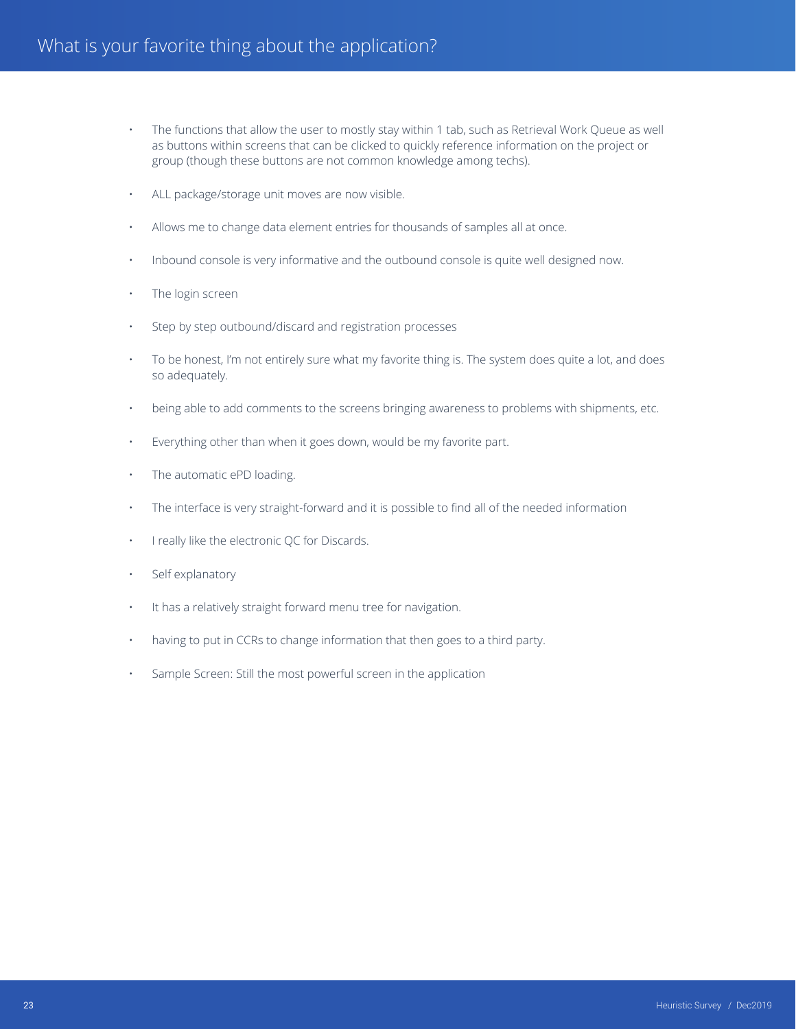# What is your favorite thing about the application?

- The functions that allow the user to mostly stay within 1 tab, such as Retrieval Work Queue as well as buttons within screens that can be clicked to quickly reference information on the project or group (though these buttons are not common knowledge among techs).
- ALL package/storage unit moves are now visible.
- Allows me to change data element entries for thousands of samples all at once.
- Inbound console is very informative and the outbound console is quite well designed now.
- The login screen
- Step by step outbound/discard and registration processes
- To be honest, I'm not entirely sure what my favorite thing is. The system does quite a lot, and does so adequately.
- being able to add comments to the screens bringing awareness to problems with shipments, etc.
- Everything other than when it goes down, would be my favorite part.
- The automatic ePD loading.
- The interface is very straight-forward and it is possible to find all of the needed information
- I really like the electronic QC for Discards.
- Self explanatory
- It has a relatively straight forward menu tree for navigation.
- having to put in CCRs to change information that then goes to a third party.
- Sample Screen: Still the most powerful screen in the application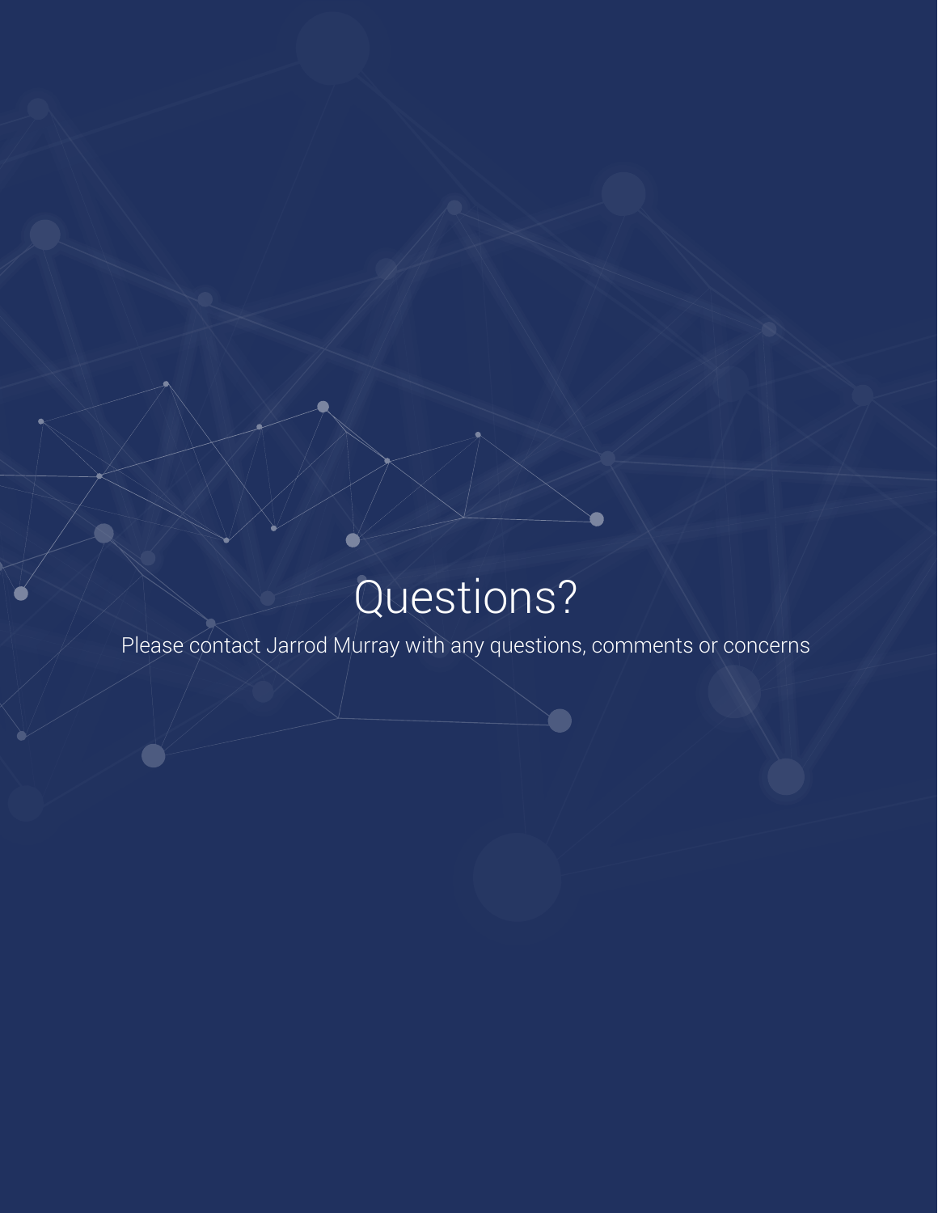# Questions?

Please contact Jarrod Murray with any questions, comments or concerns